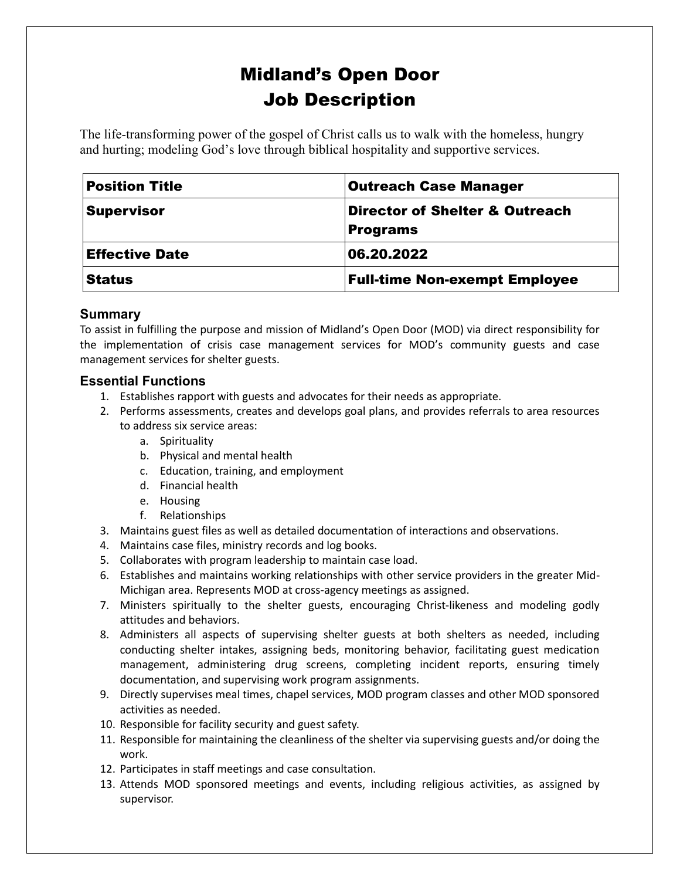# Midland's Open Door
# Job Description

The life-transforming power of the gospel of Christ calls us to walk with the homeless, hungry and hurting; modeling God's love through biblical hospitality and supportive services.

| **Position Title** | **Outreach Case Manager** |
| --- | --- |
| **Supervisor** | **Director of Shelter & Outreach Programs** |
| **Effective Date** | **06.20.2022** |
| **Status** | **Full-time Non-exempt Employee** |

### Summary

To assist in fulfilling the purpose and mission of Midland's Open Door (MOD) via direct responsibility for the implementation of crisis case management services for MOD's community guests and case management services for shelter guests.

### Essential Functions

1. Establishes rapport with guests and advocates for their needs as appropriate.
2. Performs assessments, creates and develops goal plans, and provides referrals to area resources to address six service areas:
   a. Spirituality
   b. Physical and mental health
   c. Education, training, and employment
   d. Financial health
   e. Housing
   f. Relationships
3. Maintains guest files as well as detailed documentation of interactions and observations.
4. Maintains case files, ministry records and log books.
5. Collaborates with program leadership to maintain case load.
6. Establishes and maintains working relationships with other service providers in the greater Mid-Michigan area. Represents MOD at cross-agency meetings as assigned.
7. Ministers spiritually to the shelter guests, encouraging Christ-likeness and modeling godly attitudes and behaviors.
8. Administers all aspects of supervising shelter guests at both shelters as needed, including conducting shelter intakes, assigning beds, monitoring behavior, facilitating guest medication management, administering drug screens, completing incident reports, ensuring timely documentation, and supervising work program assignments.
9. Directly supervises meal times, chapel services, MOD program classes and other MOD sponsored activities as needed.
10. Responsible for facility security and guest safety.
11. Responsible for maintaining the cleanliness of the shelter via supervising guests and/or doing the work.
12. Participates in staff meetings and case consultation.
13. Attends MOD sponsored meetings and events, including religious activities, as assigned by supervisor.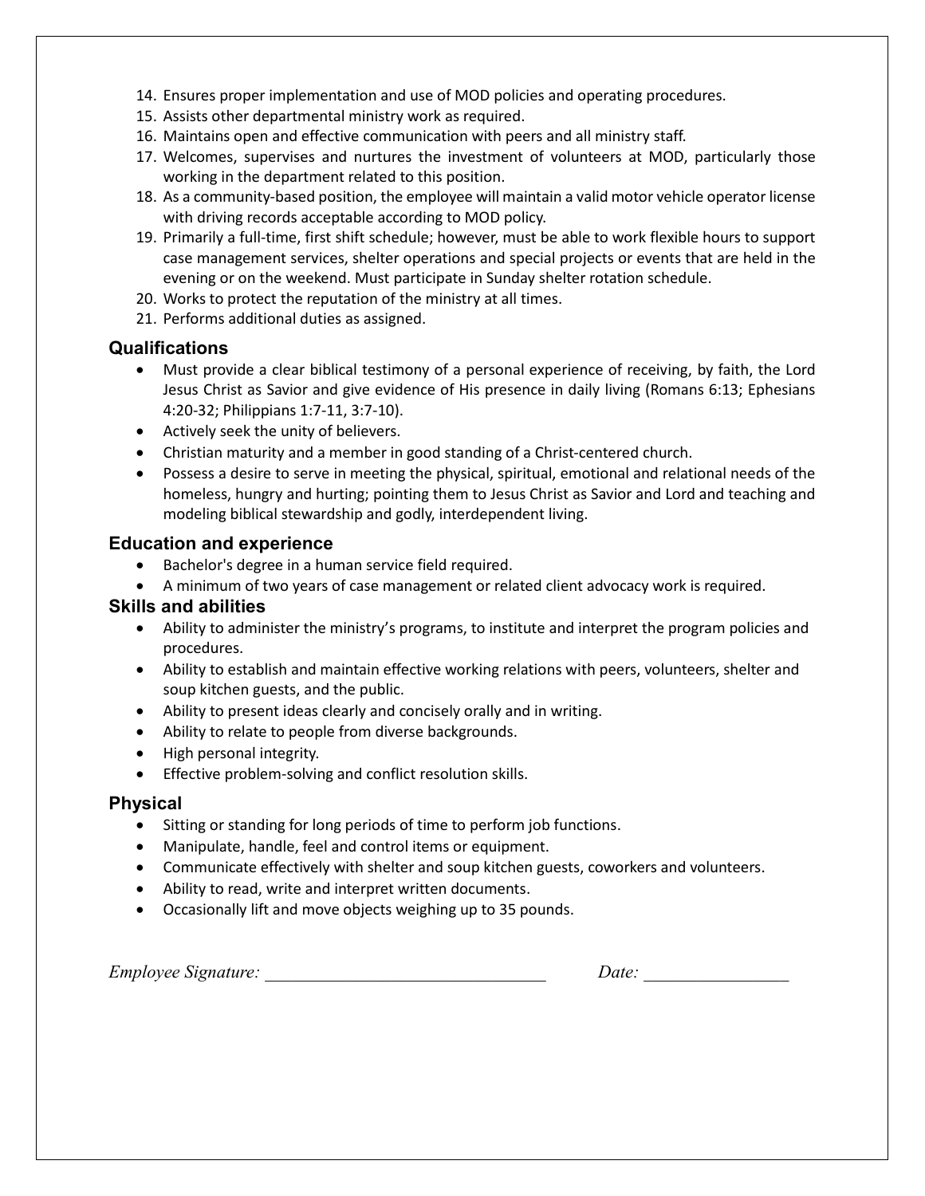14. Ensures proper implementation and use of MOD policies and operating procedures.
15. Assists other departmental ministry work as required.
16. Maintains open and effective communication with peers and all ministry staff.
17. Welcomes, supervises and nurtures the investment of volunteers at MOD, particularly those working in the department related to this position.
18. As a community-based position, the employee will maintain a valid motor vehicle operator license with driving records acceptable according to MOD policy.
19. Primarily a full-time, first shift schedule; however, must be able to work flexible hours to support case management services, shelter operations and special projects or events that are held in the evening or on the weekend. Must participate in Sunday shelter rotation schedule.
20. Works to protect the reputation of the ministry at all times.
21. Performs additional duties as assigned.

## Qualifications

- Must provide a clear biblical testimony of a personal experience of receiving, by faith, the Lord Jesus Christ as Savior and give evidence of His presence in daily living (Romans 6:13; Ephesians 4:20-32; Philippians 1:7-11, 3:7-10).
- Actively seek the unity of believers.
- Christian maturity and a member in good standing of a Christ-centered church.
- Possess a desire to serve in meeting the physical, spiritual, emotional and relational needs of the homeless, hungry and hurting; pointing them to Jesus Christ as Savior and Lord and teaching and modeling biblical stewardship and godly, interdependent living.

## Education and experience

- Bachelor's degree in a human service field required.
- A minimum of two years of case management or related client advocacy work is required.

## Skills and abilities

- Ability to administer the ministry's programs, to institute and interpret the program policies and procedures.
- Ability to establish and maintain effective working relations with peers, volunteers, shelter and soup kitchen guests, and the public.
- Ability to present ideas clearly and concisely orally and in writing.
- Ability to relate to people from diverse backgrounds.
- High personal integrity.
- Effective problem-solving and conflict resolution skills.

## Physical

- Sitting or standing for long periods of time to perform job functions.
- Manipulate, handle, feel and control items or equipment.
- Communicate effectively with shelter and soup kitchen guests, coworkers and volunteers.
- Ability to read, write and interpret written documents.
- Occasionally lift and move objects weighing up to 35 pounds.

*Employee Signature:* ________________________________ *Date:* ________________